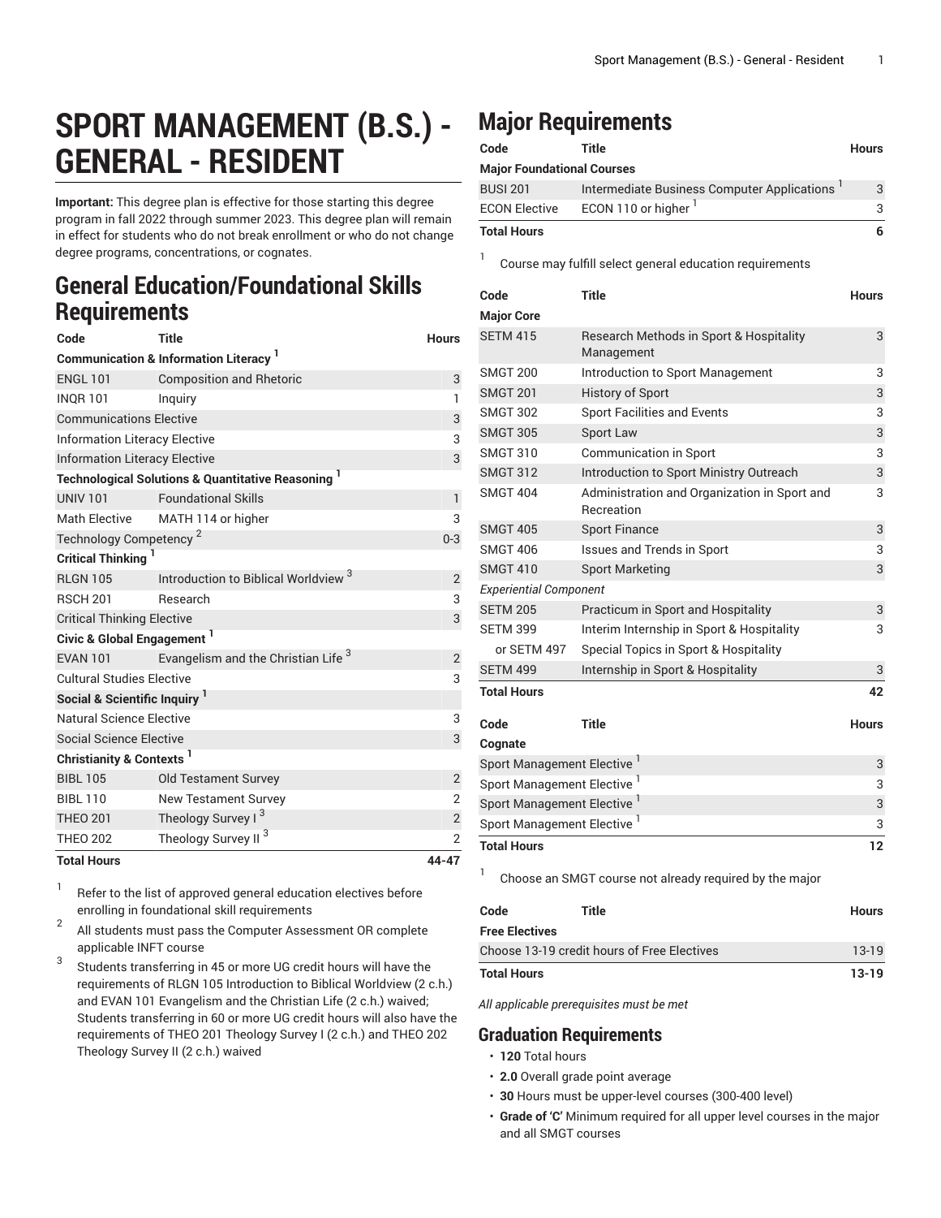# SPORT MANAGEMENT (B.S.) - GENERAL - RESIDENT

**Important:** This degree plan is effective for those starting this degree program in fall 2022 through summer 2023. This degree plan will remain in effect for students who do not break enrollment or who do not change degree programs, concentrations, or cognates.

## General Education/Foundational Skills Requirements

| Code | Title | Hours |
|---|---|---|
| **Communication & Information Literacy** [1] | | |
| ENGL 101 | Composition and Rhetoric | 3 |
| INQR 101 | Inquiry | 1 |
| Communications Elective | | 3 |
| Information Literacy Elective | | 3 |
| Information Literacy Elective | | 3 |
| **Technological Solutions & Quantitative Reasoning** [1] | | |
| UNIV 101 | Foundational Skills | 1 |
| Math Elective | MATH 114 or higher | 3 |
| Technology Competency [2] | | 0-3 |
| **Critical Thinking** [1] | | |
| RLGN 105 | Introduction to Biblical Worldview [3] | 2 |
| RSCH 201 | Research | 3 |
| Critical Thinking Elective | | 3 |
| **Civic & Global Engagement** [1] | | |
| EVAN 101 | Evangelism and the Christian Life [3] | 2 |
| Cultural Studies Elective | | 3 |
| **Social & Scientific Inquiry** [1] | | |
| Natural Science Elective | | 3 |
| Social Science Elective | | 3 |
| **Christianity & Contexts** [1] | | |
| BIBL 105 | Old Testament Survey | 2 |
| BIBL 110 | New Testament Survey | 2 |
| THEO 201 | Theology Survey I [3] | 2 |
| THEO 202 | Theology Survey II [3] | 2 |
| **Total Hours** | | **44-47** |

1. Refer to the list of approved general education electives before enrolling in foundational skill requirements
2. All students must pass the Computer Assessment OR complete applicable INFT course
3. Students transferring in 45 or more UG credit hours will have the requirements of RLGN 105 Introduction to Biblical Worldview (2 c.h.) and EVAN 101 Evangelism and the Christian Life (2 c.h.) waived; Students transferring in 60 or more UG credit hours will also have the requirements of THEO 201 Theology Survey I (2 c.h.) and THEO 202 Theology Survey II (2 c.h.) waived

## Major Requirements

| Code | Title | Hours |
|---|---|---|
| **Major Foundational Courses** | | |
| BUSI 201 | Intermediate Business Computer Applications [1] | 3 |
| ECON Elective | ECON 110 or higher [1] | 3 |
| **Total Hours** | | **6** |

1. Course may fulfill select general education requirements

| Code | Title | Hours |
|---|---|---|
| **Major Core** | | |
| SETM 415 | Research Methods in Sport & Hospitality Management | 3 |
| SMGT 200 | Introduction to Sport Management | 3 |
| SMGT 201 | History of Sport | 3 |
| SMGT 302 | Sport Facilities and Events | 3 |
| SMGT 305 | Sport Law | 3 |
| SMGT 310 | Communication in Sport | 3 |
| SMGT 312 | Introduction to Sport Ministry Outreach | 3 |
| SMGT 404 | Administration and Organization in Sport and Recreation | 3 |
| SMGT 405 | Sport Finance | 3 |
| SMGT 406 | Issues and Trends in Sport | 3 |
| SMGT 410 | Sport Marketing | 3 |
| *Experiential Component* | | |
| SETM 205 | Practicum in Sport and Hospitality | 3 |
| SETM 399 | Interim Internship in Sport & Hospitality | 3 |
| or SETM 497 | Special Topics in Sport & Hospitality | |
| SETM 499 | Internship in Sport & Hospitality | 3 |
| **Total Hours** | | **42** |

| Code | Title | Hours |
|---|---|---|
| **Cognate** | | |
| Sport Management Elective [1] | | 3 |
| Sport Management Elective [1] | | 3 |
| Sport Management Elective [1] | | 3 |
| Sport Management Elective [1] | | 3 |
| **Total Hours** | | **12** |

1. Choose an SMGT course not already required by the major

| Code | Title | Hours |
|---|---|---|
| **Free Electives** | | |
| Choose 13-19 credit hours of Free Electives | | 13-19 |
| **Total Hours** | | **13-19** |

*All applicable prerequisites must be met*

## Graduation Requirements

- **120** Total hours
- **2.0** Overall grade point average
- **30** Hours must be upper-level courses (300-400 level)
- **Grade of 'C'** Minimum required for all upper level courses in the major and all SMGT courses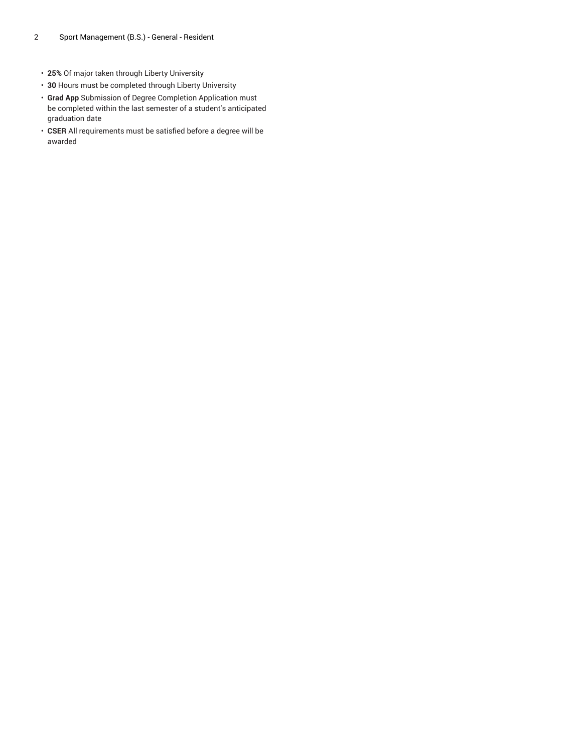- **25%** Of major taken through Liberty University
- **30** Hours must be completed through Liberty University
- **Grad App** Submission of Degree Completion Application must be completed within the last semester of a student's anticipated graduation date
- **CSER** All requirements must be satisfied before a degree will be awarded